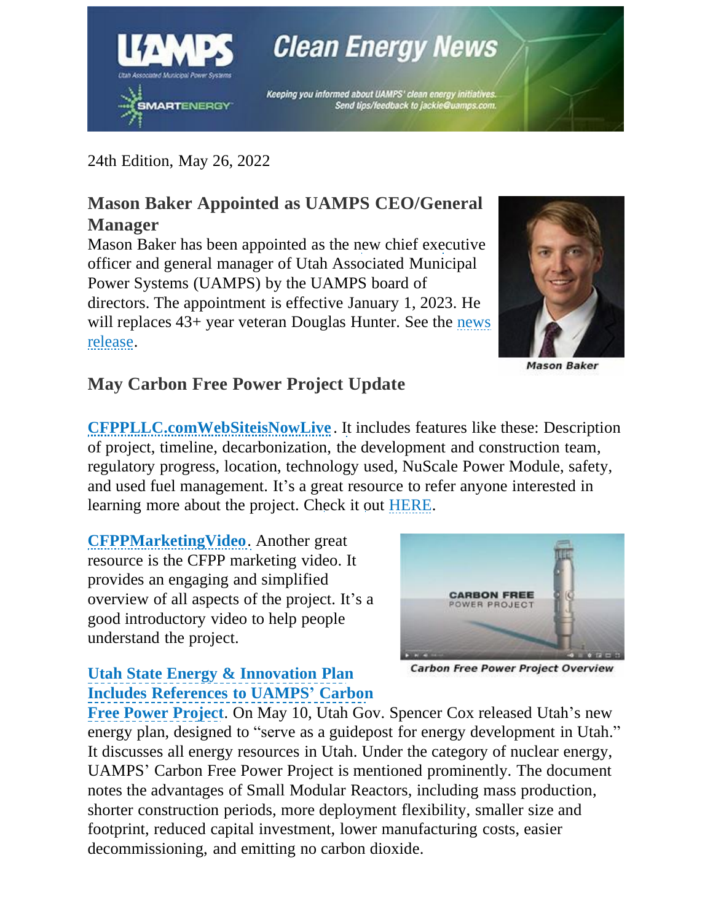# Clean Energy News

Keeping you informed about UAMPS' clean energy initiatives. Send tips/feedback to jackie@uamps.com.

24th Edition, May 26, 2022

## Mason Baker Appointed as UAMPS CEO/General Manager

Mason Baker has been appointed as the new chief executive officer and general manager of Utah Associated Municipal Power Systems (UAMPS) by the UAMPS board of directors. The appointment is effective January 1, 2023. He will replaces 43+ year veteran Douglas Hunter. See the news release.

Mason Baker

## May Carbon Free Power Project Update

**CFPPLLC.comWebSiteisNowLive**. It includes features like these: Description of project, timeline, decarbonization, the development and construction team, regulatory progress, location, technology used, NuScale Power Module, safety, and used fuel management. It's a great resource to refer anyone interested in learning more about the project. Check it out HERE.

**CFPPMarketingVideo**. Another great resource is the CFPP marketing video. It provides an engaging and simplified overview of all aspects of the project. It's a good introductory video to help people understand the project.

Carbon Free Power Project Overview

**Utah State Energy & Innovation Plan Includes References to UAMPS' Carbon Free Power Project**. On May 10, Utah Gov. Spencer Cox released Utah's new energy plan, designed to "serve as a guidepost for energy development in Utah." It discusses all energy resources in Utah. Under the category of nuclear energy, UAMPS' Carbon Free Power Project is mentioned prominently. The document notes the advantages of Small Modular Reactors, including mass production, shorter construction periods, more deployment flexibility, smaller size and footprint, reduced capital investment, lower manufacturing costs, easier decommissioning, and emitting no carbon dioxide.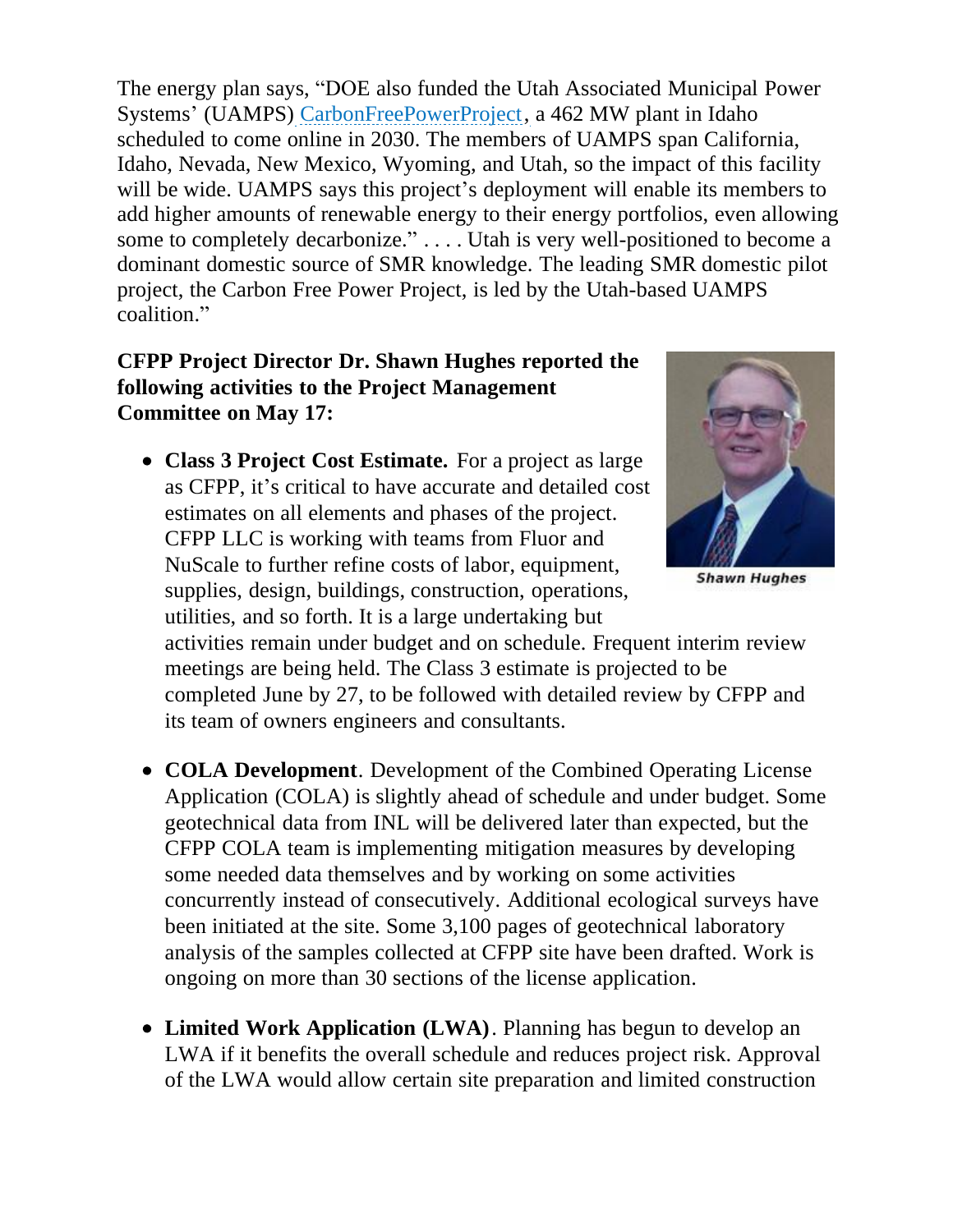The energy plan says, "DOE also funded the Utah Associated Municipal Power Systems' (UAMPS) CarbonFreePowerProject, a 462 MW plant in Idaho scheduled to come online in 2030. The members of UAMPS span California, Idaho, Nevada, New Mexico, Wyoming, and Utah, so the impact of this facility will be wide. UAMPS says this project's deployment will enable its members to add higher amounts of renewable energy to their energy portfolios, even allowing some to completely decarbonize." . . . . Utah is very well-positioned to become a dominant domestic source of SMR knowledge. The leading SMR domestic pilot project, the Carbon Free Power Project, is led by the Utah-based UAMPS coalition."

**CFPP Project Director Dr. Shawn Hughes reported the following activities to the Project Management Committee on May 17:**

Shawn Hughes

- **Class 3 Project Cost Estimate.** For a project as large as CFPP, it's critical to have accurate and detailed cost estimates on all elements and phases of the project. CFPP LLC is working with teams from Fluor and NuScale to further refine costs of labor, equipment, supplies, design, buildings, construction, operations, utilities, and so forth. It is a large undertaking but activities remain under budget and on schedule. Frequent interim review meetings are being held. The Class 3 estimate is projected to be completed June by 27, to be followed with detailed review by CFPP and its team of owners engineers and consultants.

- **COLA Development**. Development of the Combined Operating License Application (COLA) is slightly ahead of schedule and under budget. Some geotechnical data from INL will be delivered later than expected, but the CFPP COLA team is implementing mitigation measures by developing some needed data themselves and by working on some activities concurrently instead of consecutively. Additional ecological surveys have been initiated at the site. Some 3,100 pages of geotechnical laboratory analysis of the samples collected at CFPP site have been drafted. Work is ongoing on more than 30 sections of the license application.

- **Limited Work Application (LWA)**. Planning has begun to develop an LWA if it benefits the overall schedule and reduces project risk. Approval of the LWA would allow certain site preparation and limited construction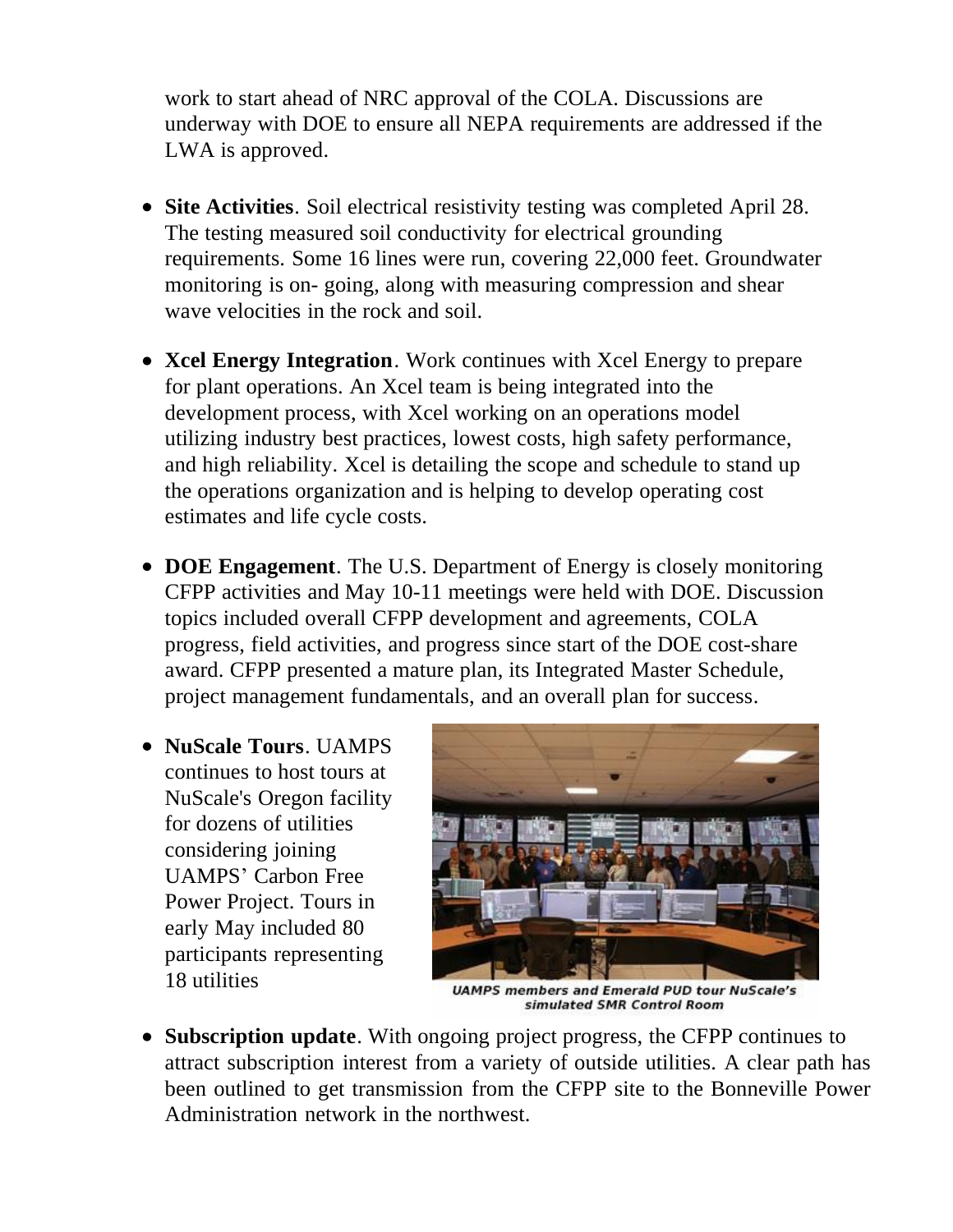work to start ahead of NRC approval of the COLA. Discussions are underway with DOE to ensure all NEPA requirements are addressed if the LWA is approved.

- **Site Activities**. Soil electrical resistivity testing was completed April 28. The testing measured soil conductivity for electrical grounding requirements. Some 16 lines were run, covering 22,000 feet. Groundwater monitoring is on- going, along with measuring compression and shear wave velocities in the rock and soil.

- **Xcel Energy Integration**. Work continues with Xcel Energy to prepare for plant operations. An Xcel team is being integrated into the development process, with Xcel working on an operations model utilizing industry best practices, lowest costs, high safety performance, and high reliability. Xcel is detailing the scope and schedule to stand up the operations organization and is helping to develop operating cost estimates and life cycle costs.

- **DOE Engagement**. The U.S. Department of Energy is closely monitoring CFPP activities and May 10-11 meetings were held with DOE. Discussion topics included overall CFPP development and agreements, COLA progress, field activities, and progress since start of the DOE cost-share award. CFPP presented a mature plan, its Integrated Master Schedule, project management fundamentals, and an overall plan for success.

- **NuScale Tours**. UAMPS continues to host tours at NuScale's Oregon facility for dozens of utilities considering joining UAMPS' Carbon Free Power Project. Tours in early May included 80 participants representing 18 utilities

*UAMPS members and Emerald PUD tour NuScale's simulated SMR Control Room*

- **Subscription update**. With ongoing project progress, the CFPP continues to attract subscription interest from a variety of outside utilities. A clear path has been outlined to get transmission from the CFPP site to the Bonneville Power Administration network in the northwest.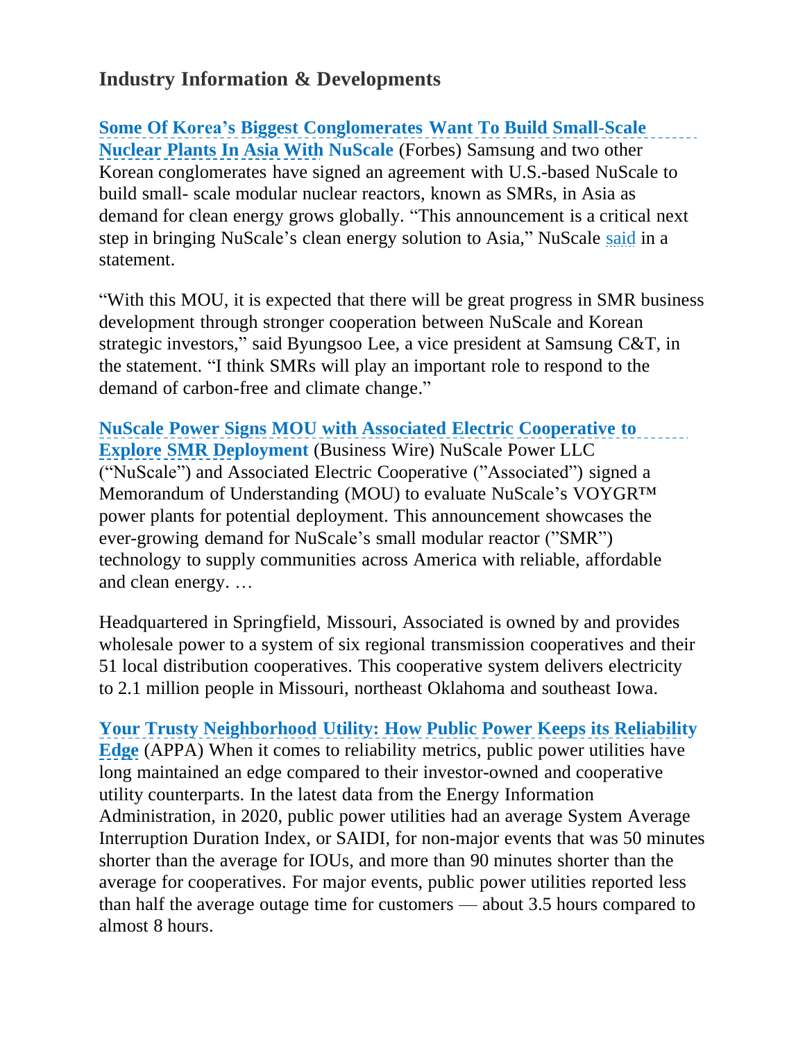## Industry Information & Developments

**Some Of Korea's Biggest Conglomerates Want To Build Small-Scale Nuclear Plants In Asia With NuScale** (Forbes) Samsung and two other Korean conglomerates have signed an agreement with U.S.-based NuScale to build small- scale modular nuclear reactors, known as SMRs, in Asia as demand for clean energy grows globally. "This announcement is a critical next step in bringing NuScale's clean energy solution to Asia," NuScale said in a statement.

"With this MOU, it is expected that there will be great progress in SMR business development through stronger cooperation between NuScale and Korean strategic investors," said Byungsoo Lee, a vice president at Samsung C&T, in the statement. "I think SMRs will play an important role to respond to the demand of carbon-free and climate change."

**NuScale Power Signs MOU with Associated Electric Cooperative to Explore SMR Deployment** (Business Wire) NuScale Power LLC ("NuScale") and Associated Electric Cooperative ("Associated") signed a Memorandum of Understanding (MOU) to evaluate NuScale's VOYGR™ power plants for potential deployment. This announcement showcases the ever-growing demand for NuScale's small modular reactor ("SMR") technology to supply communities across America with reliable, affordable and clean energy. …

Headquartered in Springfield, Missouri, Associated is owned by and provides wholesale power to a system of six regional transmission cooperatives and their 51 local distribution cooperatives. This cooperative system delivers electricity to 2.1 million people in Missouri, northeast Oklahoma and southeast Iowa.

**Your Trusty Neighborhood Utility: How Public Power Keeps its Reliability Edge** (APPA) When it comes to reliability metrics, public power utilities have long maintained an edge compared to their investor-owned and cooperative utility counterparts. In the latest data from the Energy Information Administration, in 2020, public power utilities had an average System Average Interruption Duration Index, or SAIDI, for non-major events that was 50 minutes shorter than the average for IOUs, and more than 90 minutes shorter than the average for cooperatives. For major events, public power utilities reported less than half the average outage time for customers — about 3.5 hours compared to almost 8 hours.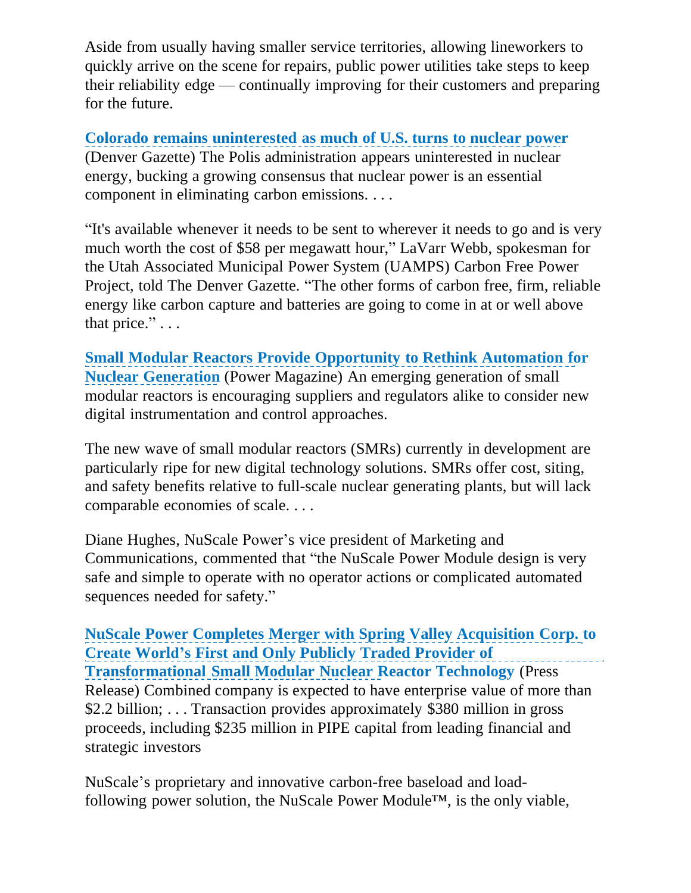Aside from usually having smaller service territories, allowing lineworkers to quickly arrive on the scene for repairs, public power utilities take steps to keep their reliability edge — continually improving for their customers and preparing for the future.

**Colorado remains uninterested as much of U.S. turns to nuclear power** (Denver Gazette) The Polis administration appears uninterested in nuclear energy, bucking a growing consensus that nuclear power is an essential component in eliminating carbon emissions. . . .

"It's available whenever it needs to be sent to wherever it needs to go and is very much worth the cost of $58 per megawatt hour," LaVarr Webb, spokesman for the Utah Associated Municipal Power System (UAMPS) Carbon Free Power Project, told The Denver Gazette. "The other forms of carbon free, firm, reliable energy like carbon capture and batteries are going to come in at or well above that price." . . .

**Small Modular Reactors Provide Opportunity to Rethink Automation for Nuclear Generation** (Power Magazine) An emerging generation of small modular reactors is encouraging suppliers and regulators alike to consider new digital instrumentation and control approaches.

The new wave of small modular reactors (SMRs) currently in development are particularly ripe for new digital technology solutions. SMRs offer cost, siting, and safety benefits relative to full-scale nuclear generating plants, but will lack comparable economies of scale. . . .

Diane Hughes, NuScale Power's vice president of Marketing and Communications, commented that "the NuScale Power Module design is very safe and simple to operate with no operator actions or complicated automated sequences needed for safety."

**NuScale Power Completes Merger with Spring Valley Acquisition Corp. to Create World's First and Only Publicly Traded Provider of Transformational Small Modular Nuclear Reactor Technology** (Press Release) Combined company is expected to have enterprise value of more than $2.2 billion; . . . Transaction provides approximately $380 million in gross proceeds, including $235 million in PIPE capital from leading financial and strategic investors

NuScale's proprietary and innovative carbon-free baseload and load-following power solution, the NuScale Power Module™, is the only viable,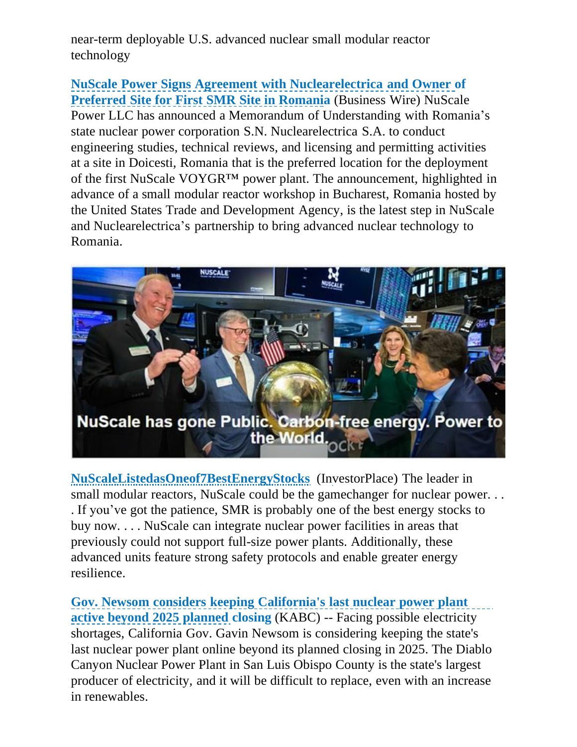near-term deployable U.S. advanced nuclear small modular reactor technology

**NuScale Power Signs Agreement with Nuclearelectrica and Owner of Preferred Site for First SMR Site in Romania** (Business Wire) NuScale Power LLC has announced a Memorandum of Understanding with Romania's state nuclear power corporation S.N. Nuclearelectrica S.A. to conduct engineering studies, technical reviews, and licensing and permitting activities at a site in Doicesti, Romania that is the preferred location for the deployment of the first NuScale VOYGR™ power plant. The announcement, highlighted in advance of a small modular reactor workshop in Bucharest, Romania hosted by the United States Trade and Development Agency, is the latest step in NuScale and Nuclearelectrica's partnership to bring advanced nuclear technology to Romania.

NuScale has gone Public. Carbon-free energy. Power to the World.

**NuScaleListedasOneof7BestEnergyStocks** (InvestorPlace) The leader in small modular reactors, NuScale could be the gamechanger for nuclear power. . . . If you've got the patience, SMR is probably one of the best energy stocks to buy now. . . . NuScale can integrate nuclear power facilities in areas that previously could not support full-size power plants. Additionally, these advanced units feature strong safety protocols and enable greater energy resilience.

**Gov. Newsom considers keeping California's last nuclear power plant active beyond 2025 planned closing** (KABC) -- Facing possible electricity shortages, California Gov. Gavin Newsom is considering keeping the state's last nuclear power plant online beyond its planned closing in 2025. The Diablo Canyon Nuclear Power Plant in San Luis Obispo County is the state's largest producer of electricity, and it will be difficult to replace, even with an increase in renewables.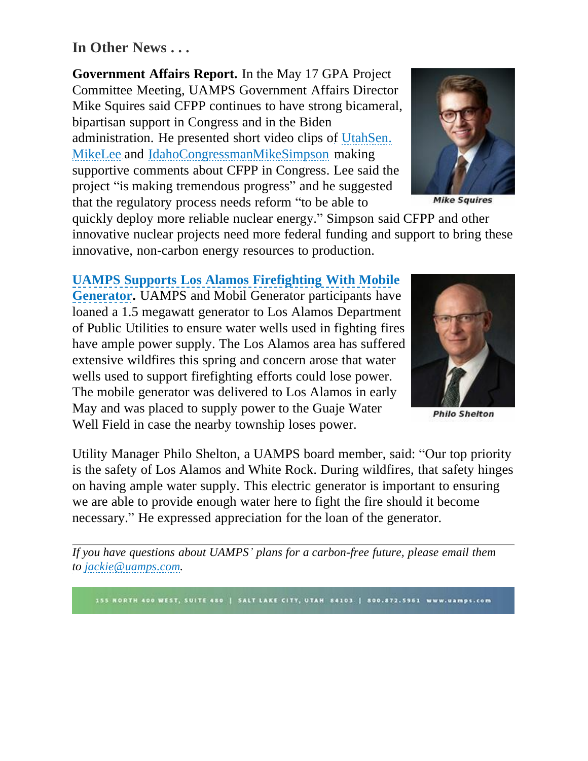## In Other News . . .

**Government Affairs Report.** In the May 17 GPA Project Committee Meeting, UAMPS Government Affairs Director Mike Squires said CFPP continues to have strong bicameral, bipartisan support in Congress and in the Biden administration. He presented short video clips of UtahSen. MikeLee and IdahoCongressmanMikeSimpson making supportive comments about CFPP in Congress. Lee said the project "is making tremendous progress" and he suggested that the regulatory process needs reform "to be able to quickly deploy more reliable nuclear energy." Simpson said CFPP and other innovative nuclear projects need more federal funding and support to bring these innovative, non-carbon energy resources to production.

Mike Squires

**UAMPS Supports Los Alamos Firefighting With Mobile Generator.** UAMPS and Mobil Generator participants have loaned a 1.5 megawatt generator to Los Alamos Department of Public Utilities to ensure water wells used in fighting fires have ample power supply. The Los Alamos area has suffered extensive wildfires this spring and concern arose that water wells used to support firefighting efforts could lose power. The mobile generator was delivered to Los Alamos in early May and was placed to supply power to the Guaje Water Well Field in case the nearby township loses power.

Philo Shelton

Utility Manager Philo Shelton, a UAMPS board member, said: "Our top priority is the safety of Los Alamos and White Rock. During wildfires, that safety hinges on having ample water supply. This electric generator is important to ensuring we are able to provide enough water here to fight the fire should it become necessary." He expressed appreciation for the loan of the generator.

---

*If you have questions about UAMPS' plans for a carbon-free future, please email them to jackie@uamps.com.*

155 NORTH 400 WEST, SUITE 480 | SALT LAKE CITY, UTAH 84103 | 800.872.5961 www.uamps.com